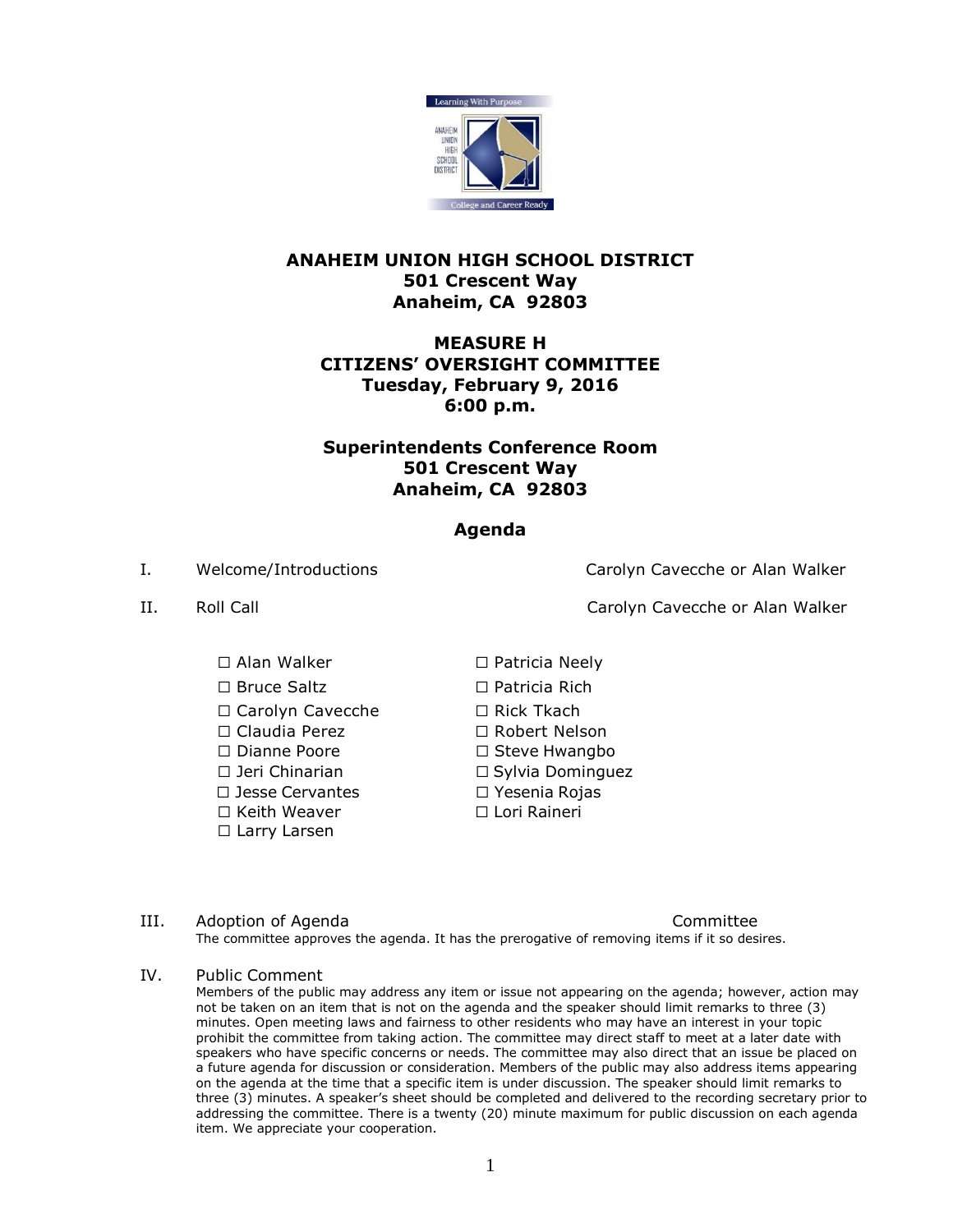**ANAHEIM UNION HIGH SCHOOL DISTRICT**
**501 Crescent Way**
**Anaheim, CA 92803**

**MEASURE H**
**CITIZENS' OVERSIGHT COMMITTEE**
**Tuesday, February 9, 2016**
**6:00 p.m.**

**Superintendents Conference Room**
**501 Crescent Way**
**Anaheim, CA 92803**

## Agenda

I. Welcome/Introductions — Carolyn Cavecche or Alan Walker

II. Roll Call — Carolyn Cavecche or Alan Walker

- ☐ Alan Walker
- ☐ Bruce Saltz
- ☐ Carolyn Cavecche
- ☐ Claudia Perez
- ☐ Dianne Poore
- ☐ Jeri Chinarian
- ☐ Jesse Cervantes
- ☐ Keith Weaver
- ☐ Larry Larsen
- ☐ Patricia Neely
- ☐ Patricia Rich
- ☐ Rick Tkach
- ☐ Robert Nelson
- ☐ Steve Hwangbo
- ☐ Sylvia Dominguez
- ☐ Yesenia Rojas
- ☐ Lori Raineri

III. Adoption of Agenda — Committee

The committee approves the agenda. It has the prerogative of removing items if it so desires.

IV. Public Comment

Members of the public may address any item or issue not appearing on the agenda; however, action may not be taken on an item that is not on the agenda and the speaker should limit remarks to three (3) minutes. Open meeting laws and fairness to other residents who may have an interest in your topic prohibit the committee from taking action. The committee may direct staff to meet at a later date with speakers who have specific concerns or needs. The committee may also direct that an issue be placed on a future agenda for discussion or consideration. Members of the public may also address items appearing on the agenda at the time that a specific item is under discussion. The speaker should limit remarks to three (3) minutes. A speaker's sheet should be completed and delivered to the recording secretary prior to addressing the committee. There is a twenty (20) minute maximum for public discussion on each agenda item. We appreciate your cooperation.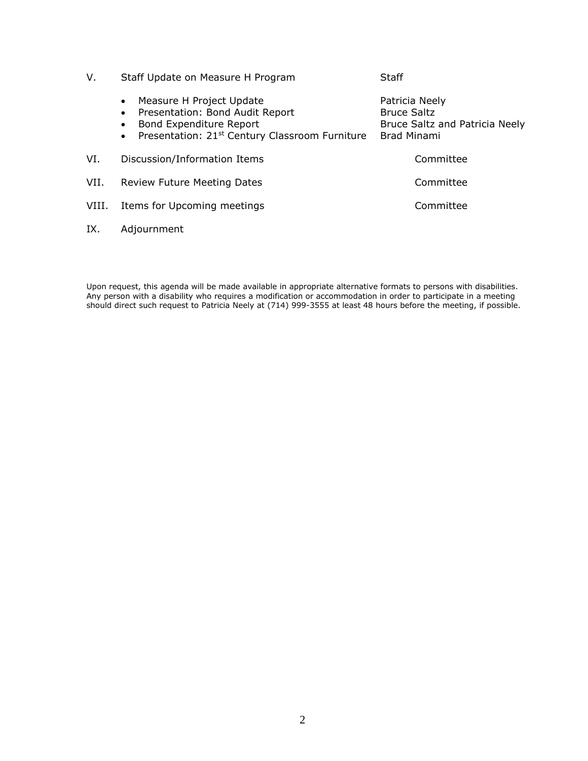V. Staff Update on Measure H Program — Staff

- Measure H Project Update — Patricia Neely
- Presentation: Bond Audit Report — Bruce Saltz
- Bond Expenditure Report — Bruce Saltz and Patricia Neely
- Presentation: 21st Century Classroom Furniture — Brad Minami

VI. Discussion/Information Items — Committee

VII. Review Future Meeting Dates — Committee

VIII. Items for Upcoming meetings — Committee

IX. Adjournment

Upon request, this agenda will be made available in appropriate alternative formats to persons with disabilities. Any person with a disability who requires a modification or accommodation in order to participate in a meeting should direct such request to Patricia Neely at (714) 999-3555 at least 48 hours before the meeting, if possible.